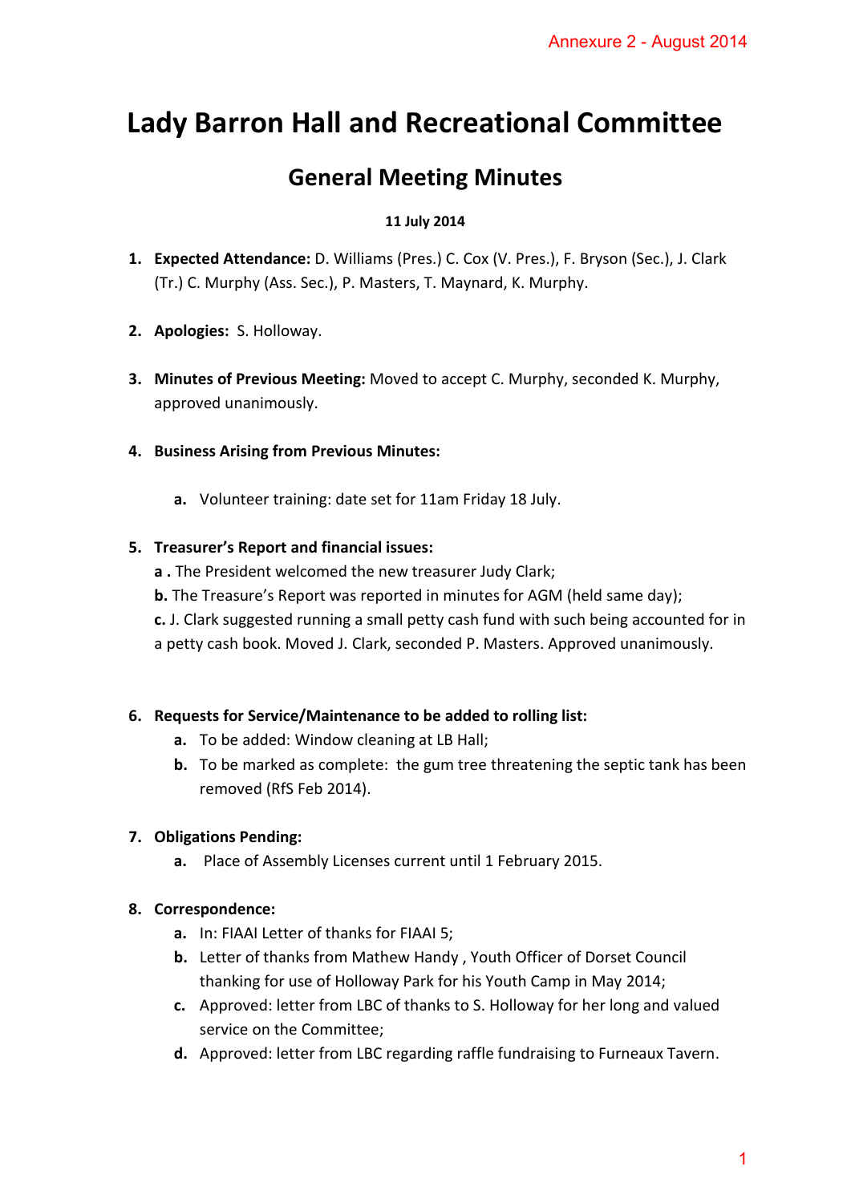Annexure 2 - August 2014

# Lady Barron Hall and Recreational Committee

## General Meeting Minutes

**11 July 2014**

1. **Expected Attendance:** D. Williams (Pres.) C. Cox (V. Pres.), F. Bryson (Sec.), J. Clark (Tr.) C. Murphy (Ass. Sec.), P. Masters, T. Maynard, K. Murphy.

2. **Apologies:** S. Holloway.

3. **Minutes of Previous Meeting:** Moved to accept C. Murphy, seconded K. Murphy, approved unanimously.

4. **Business Arising from Previous Minutes:**

   a. Volunteer training: date set for 11am Friday 18 July.

5. **Treasurer's Report and financial issues:**
   **a .** The President welcomed the new treasurer Judy Clark;
   **b.** The Treasure's Report was reported in minutes for AGM (held same day);
   **c.** J. Clark suggested running a small petty cash fund with such being accounted for in a petty cash book. Moved J. Clark, seconded P. Masters. Approved unanimously.

6. **Requests for Service/Maintenance to be added to rolling list:**
   a. To be added: Window cleaning at LB Hall;
   b. To be marked as complete: the gum tree threatening the septic tank has been removed (RfS Feb 2014).

7. **Obligations Pending:**
   a. Place of Assembly Licenses current until 1 February 2015.

8. **Correspondence:**
   a. In: FIAAI Letter of thanks for FIAAI 5;
   b. Letter of thanks from Mathew Handy , Youth Officer of Dorset Council thanking for use of Holloway Park for his Youth Camp in May 2014;
   c. Approved: letter from LBC of thanks to S. Holloway for her long and valued service on the Committee;
   d. Approved: letter from LBC regarding raffle fundraising to Furneaux Tavern.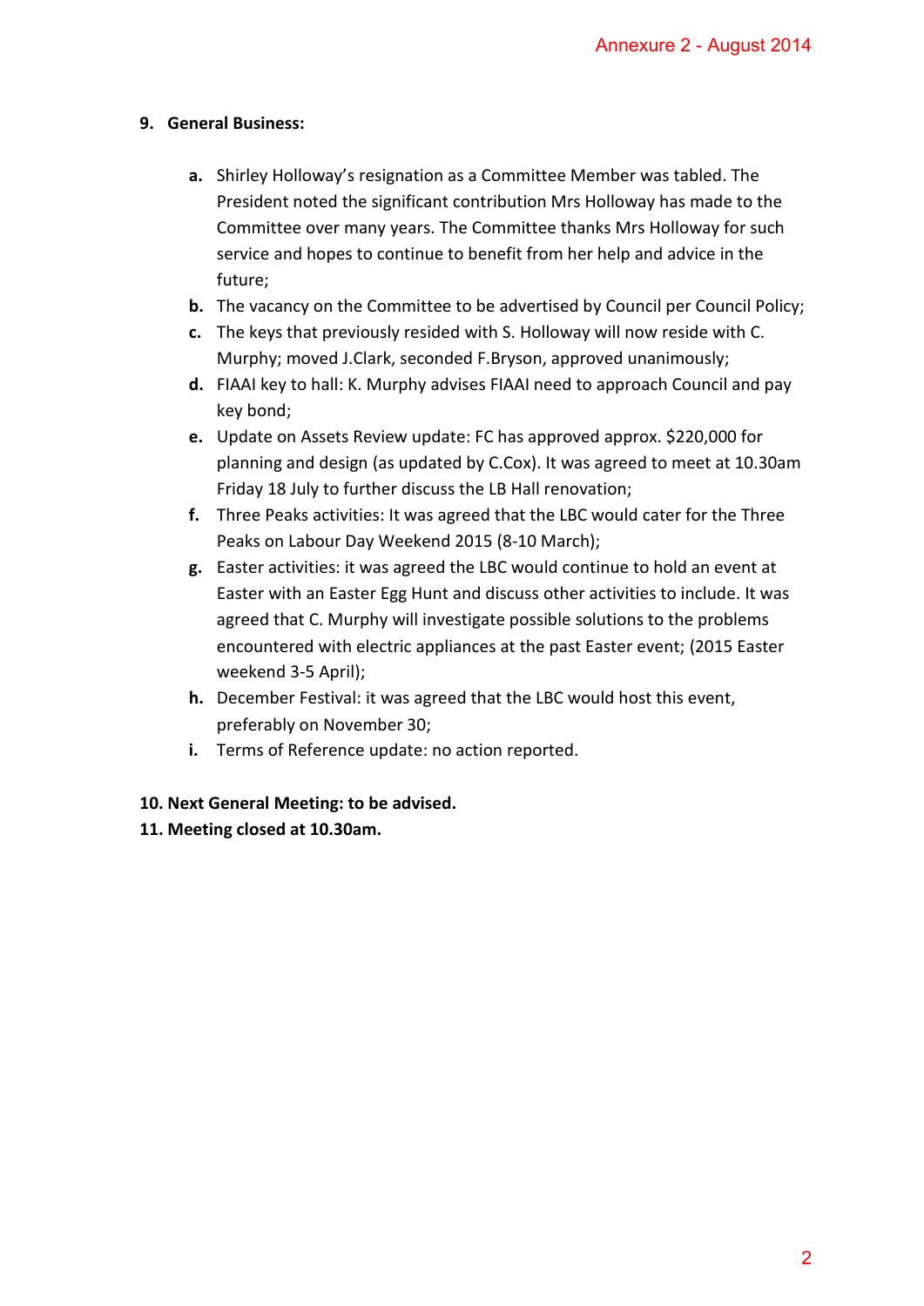9. **General Business:**

   a. Shirley Holloway's resignation as a Committee Member was tabled. The President noted the significant contribution Mrs Holloway has made to the Committee over many years. The Committee thanks Mrs Holloway for such service and hopes to continue to benefit from her help and advice in the future;

   b. The vacancy on the Committee to be advertised by Council per Council Policy;

   c. The keys that previously resided with S. Holloway will now reside with C. Murphy; moved J.Clark, seconded F.Bryson, approved unanimously;

   d. FIAAI key to hall: K. Murphy advises FIAAI need to approach Council and pay key bond;

   e. Update on Assets Review update: FC has approved approx. $220,000 for planning and design (as updated by C.Cox). It was agreed to meet at 10.30am Friday 18 July to further discuss the LB Hall renovation;

   f. Three Peaks activities: It was agreed that the LBC would cater for the Three Peaks on Labour Day Weekend 2015 (8-10 March);

   g. Easter activities: it was agreed the LBC would continue to hold an event at Easter with an Easter Egg Hunt and discuss other activities to include. It was agreed that C. Murphy will investigate possible solutions to the problems encountered with electric appliances at the past Easter event; (2015 Easter weekend 3-5 April);

   h. December Festival: it was agreed that the LBC would host this event, preferably on November 30;

   i. Terms of Reference update: no action reported.

10. **Next General Meeting: to be advised.**

11. **Meeting closed at 10.30am.**